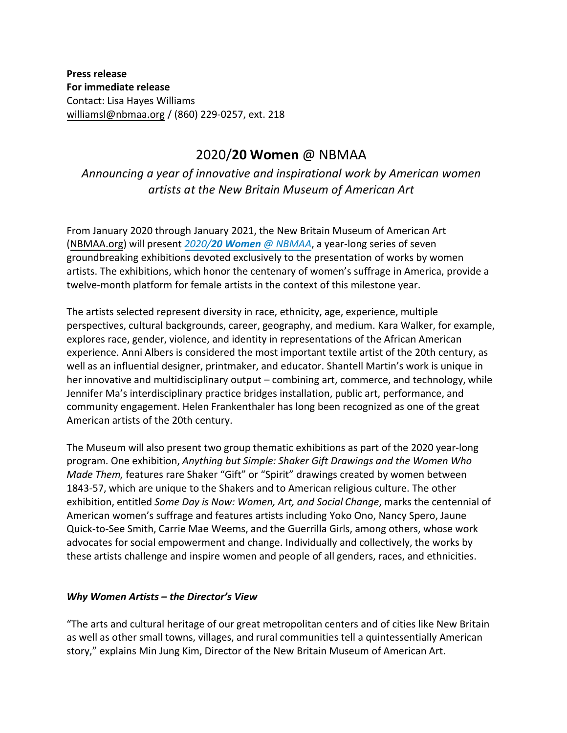**Press release**
**For immediate release**
Contact: Lisa Hayes Williams
williamsl@nbmaa.org / (860) 229-0257, ext. 218

# 2020/**20 Women** @ NBMAA

*Announcing a year of innovative and inspirational work by American women artists at the New Britain Museum of American Art*

From January 2020 through January 2021, the New Britain Museum of American Art (NBMAA.org) will present ***2020/20 Women** @ NBMAA*, a year-long series of seven groundbreaking exhibitions devoted exclusively to the presentation of works by women artists. The exhibitions, which honor the centenary of women's suffrage in America, provide a twelve-month platform for female artists in the context of this milestone year.

The artists selected represent diversity in race, ethnicity, age, experience, multiple perspectives, cultural backgrounds, career, geography, and medium. Kara Walker, for example, explores race, gender, violence, and identity in representations of the African American experience. Anni Albers is considered the most important textile artist of the 20th century, as well as an influential designer, printmaker, and educator. Shantell Martin's work is unique in her innovative and multidisciplinary output – combining art, commerce, and technology, while Jennifer Ma's interdisciplinary practice bridges installation, public art, performance, and community engagement. Helen Frankenthaler has long been recognized as one of the great American artists of the 20th century.

The Museum will also present two group thematic exhibitions as part of the 2020 year-long program. One exhibition, *Anything but Simple: Shaker Gift Drawings and the Women Who Made Them,* features rare Shaker "Gift" or "Spirit" drawings created by women between 1843-57, which are unique to the Shakers and to American religious culture. The other exhibition, entitled *Some Day is Now: Women, Art, and Social Change*, marks the centennial of American women's suffrage and features artists including Yoko Ono, Nancy Spero, Jaune Quick-to-See Smith, Carrie Mae Weems, and the Guerrilla Girls, among others, whose work advocates for social empowerment and change. Individually and collectively, the works by these artists challenge and inspire women and people of all genders, races, and ethnicities.

### ***Why Women Artists – the Director's View***

"The arts and cultural heritage of our great metropolitan centers and of cities like New Britain as well as other small towns, villages, and rural communities tell a quintessentially American story," explains Min Jung Kim, Director of the New Britain Museum of American Art.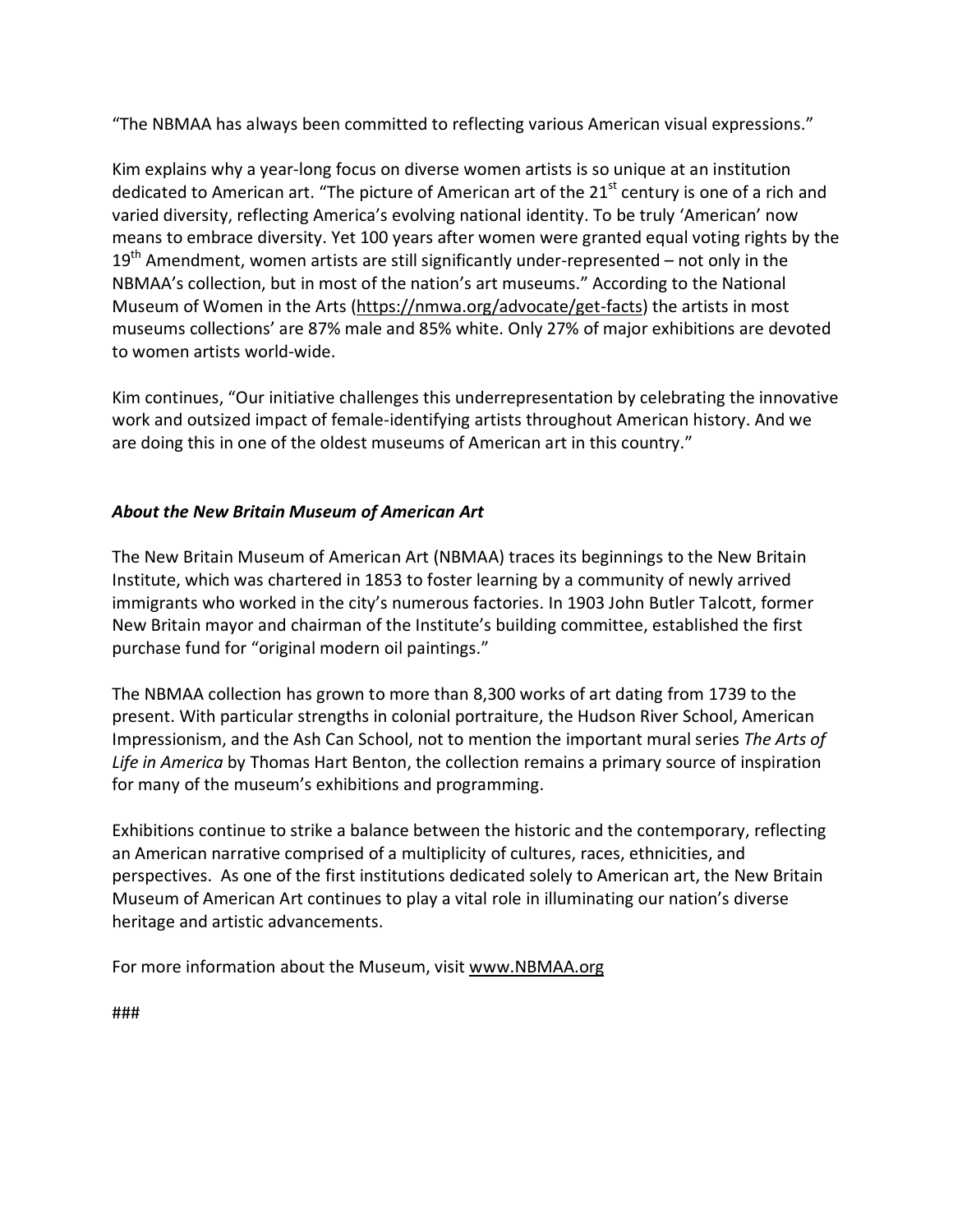"The NBMAA has always been committed to reflecting various American visual expressions."

Kim explains why a year-long focus on diverse women artists is so unique at an institution dedicated to American art. "The picture of American art of the 21st century is one of a rich and varied diversity, reflecting America's evolving national identity. To be truly 'American' now means to embrace diversity. Yet 100 years after women were granted equal voting rights by the 19th Amendment, women artists are still significantly under-represented – not only in the NBMAA's collection, but in most of the nation's art museums." According to the National Museum of Women in the Arts (https://nmwa.org/advocate/get-facts) the artists in most museums collections' are 87% male and 85% white. Only 27% of major exhibitions are devoted to women artists world-wide.

Kim continues, "Our initiative challenges this underrepresentation by celebrating the innovative work and outsized impact of female-identifying artists throughout American history. And we are doing this in one of the oldest museums of American art in this country."

***About the New Britain Museum of American Art***

The New Britain Museum of American Art (NBMAA) traces its beginnings to the New Britain Institute, which was chartered in 1853 to foster learning by a community of newly arrived immigrants who worked in the city's numerous factories. In 1903 John Butler Talcott, former New Britain mayor and chairman of the Institute's building committee, established the first purchase fund for "original modern oil paintings."

The NBMAA collection has grown to more than 8,300 works of art dating from 1739 to the present. With particular strengths in colonial portraiture, the Hudson River School, American Impressionism, and the Ash Can School, not to mention the important mural series *The Arts of Life in America* by Thomas Hart Benton, the collection remains a primary source of inspiration for many of the museum's exhibitions and programming.

Exhibitions continue to strike a balance between the historic and the contemporary, reflecting an American narrative comprised of a multiplicity of cultures, races, ethnicities, and perspectives. As one of the first institutions dedicated solely to American art, the New Britain Museum of American Art continues to play a vital role in illuminating our nation's diverse heritage and artistic advancements.

For more information about the Museum, visit www.NBMAA.org

###